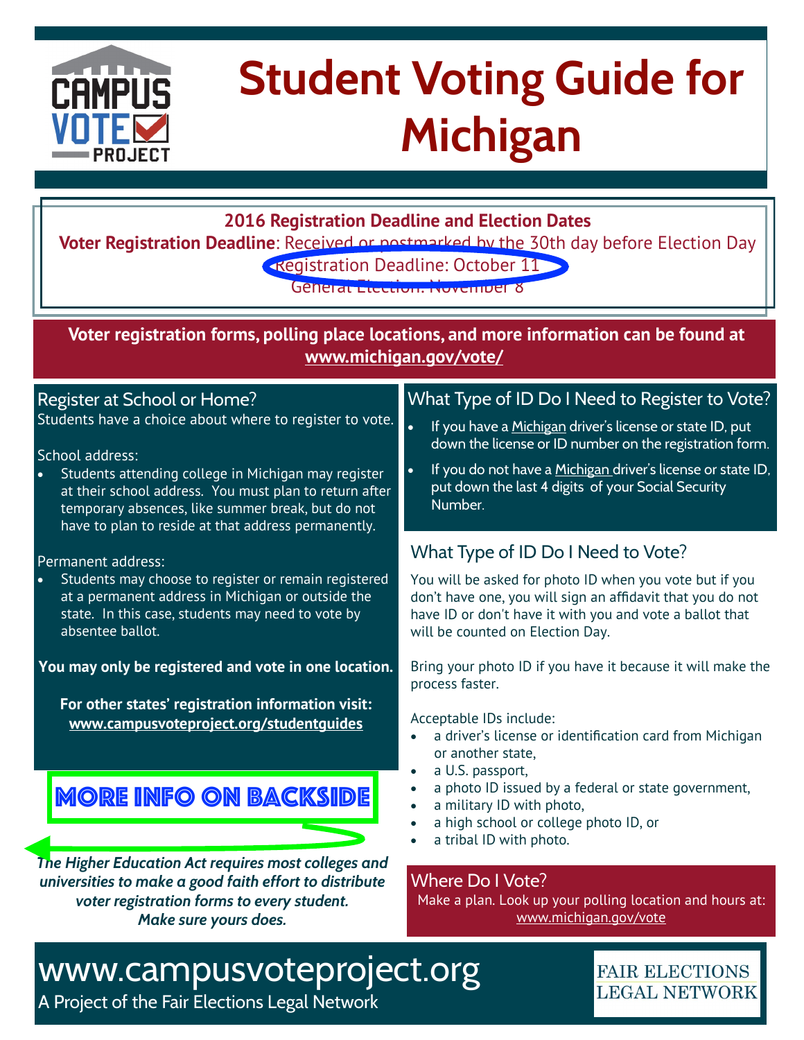# Student Voting Guide for Michigan

**2016 Registration Deadline and Election Dates**

**Voter Registration Deadline**: Received or postmarked by the 30th day before Election Day

Registration Deadline: October 11

General Election: November 8

**Voter registration forms, polling place locations, and more information can be found at www.michigan.gov/vote/**

## Register at School or Home?

Students have a choice about where to register to vote.

School address:

- Students attending college in Michigan may register at their school address. You must plan to return after temporary absences, like summer break, but do not have to plan to reside at that address permanently.

Permanent address:

- Students may choose to register or remain registered at a permanent address in Michigan or outside the state. In this case, students may need to vote by absentee ballot.

**You may only be registered and vote in one location.**

**For other states' registration information visit: www.campusvoteproject.org/studentguides**

MORE INFO ON BACKSIDE

***The Higher Education Act requires most colleges and universities to make a good faith effort to distribute voter registration forms to every student. Make sure yours does.***

## What Type of ID Do I Need to Register to Vote?

- If you have a Michigan driver's license or state ID, put down the license or ID number on the registration form.
- If you do not have a Michigan driver's license or state ID, put down the last 4 digits of your Social Security Number.

## What Type of ID Do I Need to Vote?

You will be asked for photo ID when you vote but if you don't have one, you will sign an affidavit that you do not have ID or don't have it with you and vote a ballot that will be counted on Election Day.

Bring your photo ID if you have it because it will make the process faster.

Acceptable IDs include:

- a driver's license or identification card from Michigan or another state,
- a U.S. passport,
- a photo ID issued by a federal or state government,
- a military ID with photo,
- a high school or college photo ID, or
- a tribal ID with photo.

## Where Do I Vote?

Make a plan. Look up your polling location and hours at: www.michigan.gov/vote

www.campusvoteproject.org

A Project of the Fair Elections Legal Network

FAIR ELECTIONS LEGAL NETWORK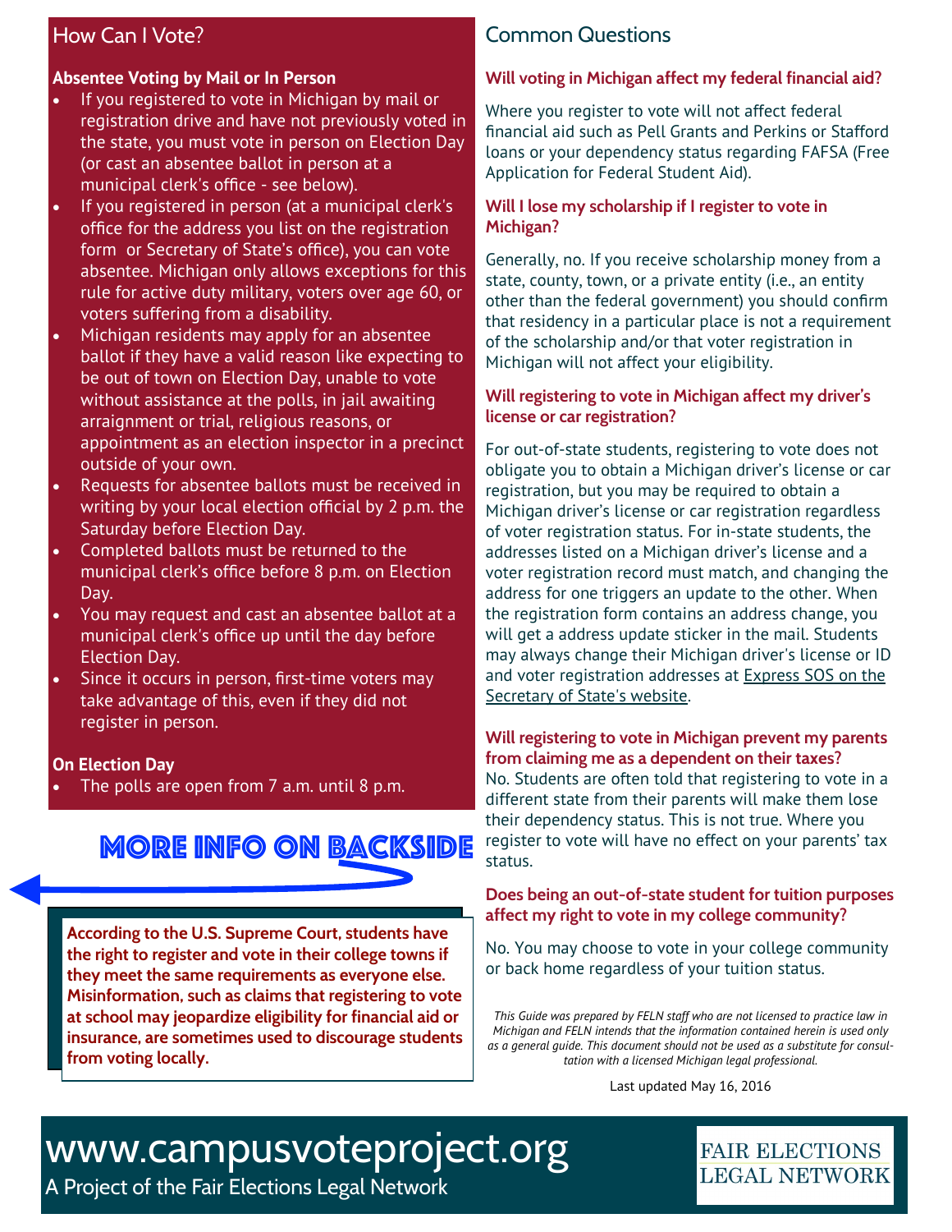## How Can I Vote?

**Absentee Voting by Mail or In Person**

- If you registered to vote in Michigan by mail or registration drive and have not previously voted in the state, you must vote in person on Election Day (or cast an absentee ballot in person at a municipal clerk's office - see below).
- If you registered in person (at a municipal clerk's office for the address you list on the registration form or Secretary of State's office), you can vote absentee. Michigan only allows exceptions for this rule for active duty military, voters over age 60, or voters suffering from a disability.
- Michigan residents may apply for an absentee ballot if they have a valid reason like expecting to be out of town on Election Day, unable to vote without assistance at the polls, in jail awaiting arraignment or trial, religious reasons, or appointment as an election inspector in a precinct outside of your own.
- Requests for absentee ballots must be received in writing by your local election official by 2 p.m. the Saturday before Election Day.
- Completed ballots must be returned to the municipal clerk's office before 8 p.m. on Election Day.
- You may request and cast an absentee ballot at a municipal clerk's office up until the day before Election Day.
- Since it occurs in person, first-time voters may take advantage of this, even if they did not register in person.

**On Election Day**

- The polls are open from 7 a.m. until 8 p.m.

**MORE INFO ON BACKSIDE**

**According to the U.S. Supreme Court, students have the right to register and vote in their college towns if they meet the same requirements as everyone else. Misinformation, such as claims that registering to vote at school may jeopardize eligibility for financial aid or insurance, are sometimes used to discourage students from voting locally.**

## Common Questions

**Will voting in Michigan affect my federal financial aid?**

Where you register to vote will not affect federal financial aid such as Pell Grants and Perkins or Stafford loans or your dependency status regarding FAFSA (Free Application for Federal Student Aid).

**Will I lose my scholarship if I register to vote in Michigan?**

Generally, no. If you receive scholarship money from a state, county, town, or a private entity (i.e., an entity other than the federal government) you should confirm that residency in a particular place is not a requirement of the scholarship and/or that voter registration in Michigan will not affect your eligibility.

**Will registering to vote in Michigan affect my driver's license or car registration?**

For out-of-state students, registering to vote does not obligate you to obtain a Michigan driver's license or car registration, but you may be required to obtain a Michigan driver's license or car registration regardless of voter registration status. For in-state students, the addresses listed on a Michigan driver's license and a voter registration record must match, and changing the address for one triggers an update to the other. When the registration form contains an address change, you will get a address update sticker in the mail. Students may always change their Michigan driver's license or ID and voter registration addresses at Express SOS on the Secretary of State's website.

**Will registering to vote in Michigan prevent my parents from claiming me as a dependent on their taxes?**

No. Students are often told that registering to vote in a different state from their parents will make them lose their dependency status. This is not true. Where you register to vote will have no effect on your parents' tax status.

**Does being an out-of-state student for tuition purposes affect my right to vote in my college community?**

No. You may choose to vote in your college community or back home regardless of your tuition status.

*This Guide was prepared by FELN staff who are not licensed to practice law in Michigan and FELN intends that the information contained herein is used only as a general guide. This document should not be used as a substitute for consultation with a licensed Michigan legal professional.*

Last updated May 16, 2016

www.campusvoteproject.org

A Project of the Fair Elections Legal Network

FAIR ELECTIONS LEGAL NETWORK